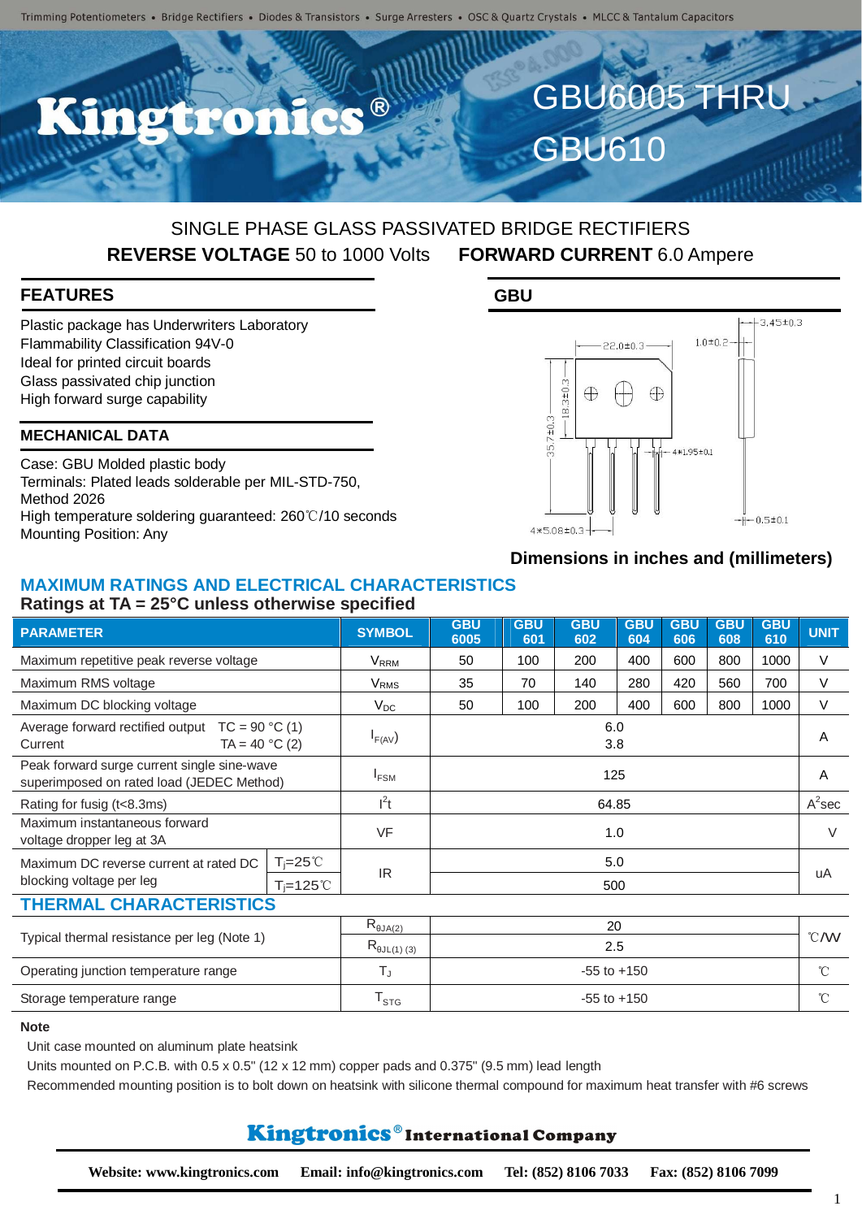Trimming Potentiometers • Bridge Rectifiers • Diodes & Transistors • Surge Arresters • OSC & Quartz Crystals • MLCC & Tantalum Capacitors

# Kingtronics®

# GBU6005 THRU GBU610

## SINGLE PHASE GLASS PASSIVATED BRIDGE RECTIFIERS

**REVERSE VOLTAGE** 50 to 1000 Volts **FORWARD CURRENT** 6.0 Ampere

## FEATURES

Plastic package has Underwriters Laboratory Flammability Classification 94V-0
Ideal for printed circuit boards
Glass passivated chip junction
High forward surge capability

## MECHANICAL DATA

Case: GBU Molded plastic body
Terminals: Plated leads solderable per MIL-STD-750, Method 2026
High temperature soldering guaranteed: 260℃/10 seconds
Mounting Position: Any

## GBU

22.0±0.3, 1.0±0.2, 3.45±0.3, 18.3±0.3, 35.7±0.3, 4*1.95±0.1, 4*5.08±0.3, 0.5±0.1

**Dimensions in inches and (millimeters)**

## MAXIMUM RATINGS AND ELECTRICAL CHARACTERISTICS

**Ratings at TA = 25°C unless otherwise specified**

| PARAMETER | | SYMBOL | GBU 6005 | GBU 601 | GBU 602 | GBU 604 | GBU 606 | GBU 608 | GBU 610 | UNIT |
|---|---|---|---|---|---|---|---|---|---|---|
| Maximum repetitive peak reverse voltage | | $V_{RRM}$ | 50 | 100 | 200 | 400 | 600 | 800 | 1000 | V |
| Maximum RMS voltage | | $V_{RMS}$ | 35 | 70 | 140 | 280 | 420 | 560 | 700 | V |
| Maximum DC blocking voltage | | $V_{DC}$ | 50 | 100 | 200 | 400 | 600 | 800 | 1000 | V |
| Average forward rectified output Current | TC = 90 °C (1) | $I_{F(AV)}$ | 6.0 | | | | | | | A |
| | TA = 40 °C (2) | | 3.8 | | | | | | | |
| Peak forward surge current single sine-wave superimposed on rated load (JEDEC Method) | | $I_{FSM}$ | 125 | | | | | | | A |
| Rating for fusig (t<8.3ms) | | $I^2t$ | 64.85 | | | | | | | $A^2$sec |
| Maximum instantaneous forward voltage dropper leg at 3A | | VF | 1.0 | | | | | | | V |
| Maximum DC reverse current at rated DC blocking voltage per leg | $T_j$=25℃ | IR | 5.0 | | | | | | | uA |
| | $T_j$=125℃ | | 500 | | | | | | | |

## THERMAL CHARACTERISTICS

| PARAMETER | SYMBOL | VALUE | UNIT |
|---|---|---|---|
| Typical thermal resistance per leg (Note 1) | $R_{\theta JA(2)}$ | 20 | ℃/W |
| | $R_{\theta JL(1)(3)}$ | 2.5 | |
| Operating junction temperature range | $T_J$ | -55 to +150 | ℃ |
| Storage temperature range | $T_{STG}$ | -55 to +150 | ℃ |

**Note**

Unit case mounted on aluminum plate heatsink
Units mounted on P.C.B. with 0.5 x 0.5" (12 x 12 mm) copper pads and 0.375" (9.5 mm) lead length
Recommended mounting position is to bolt down on heatsink with silicone thermal compound for maximum heat transfer with #6 screws

**Kingtronics® International Company**

**Website: www.kingtronics.com Email: info@kingtronics.com Tel: (852) 8106 7033 Fax: (852) 8106 7099**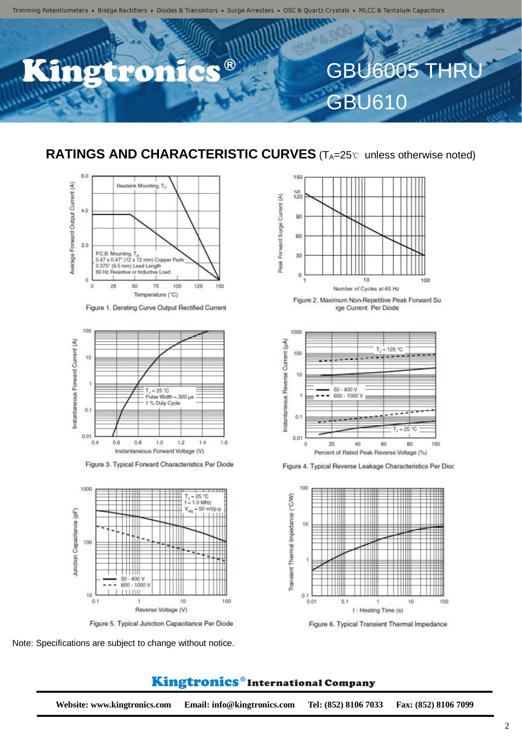## RATINGS AND CHARACTERISTIC CURVES ($T_A$=25℃ unless otherwise noted)

Average Forward Output Current (A)
6.0
4.0
2.0
0
Heatsink Mounting, $T_C$
P.C.B. Mounting, $T_A$
0.47 x 0.47" (12 x 12 mm) Copper Pads
0.375" (9.5 mm) Lead Length
60 Hz Resistive or Inductive Load
0 25 50 75 100 125 150
Temperature (°C)

Figure 1. Derating Curve Output Rectified Current

Peak Forward Surge Current (A)
150
125
120
90
60
30
0
1 10 100
Number of Cycles at 60 Hz

Figure 2. Maximum Non-Repetitive Peak Forward Surge Current Per Diode

Instantaneous Forward Current (A)
100
10
1
0.1
0.01
$T_J$ = 25 °C
Pulse Width = 300 μs
1 % Duty Cycle
0.4 0.6 0.8 1.0 1.2 1.4 1.6
Instantaneous Forward Voltage (V)

Figure 3. Typical Forward Characteristics Per Diode

Instantaneous Reverse Current (μA)
1000
100
10
1
0.1
0.01
$T_J$ = 125 °C
$T_J$ = 25 °C
50 - 400 V
600 - 1000 V
0 20 40 60 80 100
Percent of Rated Peak Reverse Voltage (%)

Figure 4. Typical Reverse Leakage Characteristics Per Diode

Junction Capacitance (pF)
1000
100
10
$T_J$ = 25 °C
f = 1.0 MHz
$V_{sig}$ = 50 mVp-p
50 - 400 V
600 - 1000 V
0.1 1 10 100
Reverse Voltage (V)

Figure 5. Typical Junction Capacitance Per Diode

Transient Thermal Impedance (°C/W)
100
10
1
0.1
0.01 0.1 1 10 100
t - Heating Time (s)

Figure 6. Typical Transient Thermal Impedance

Note: Specifications are subject to change without notice.